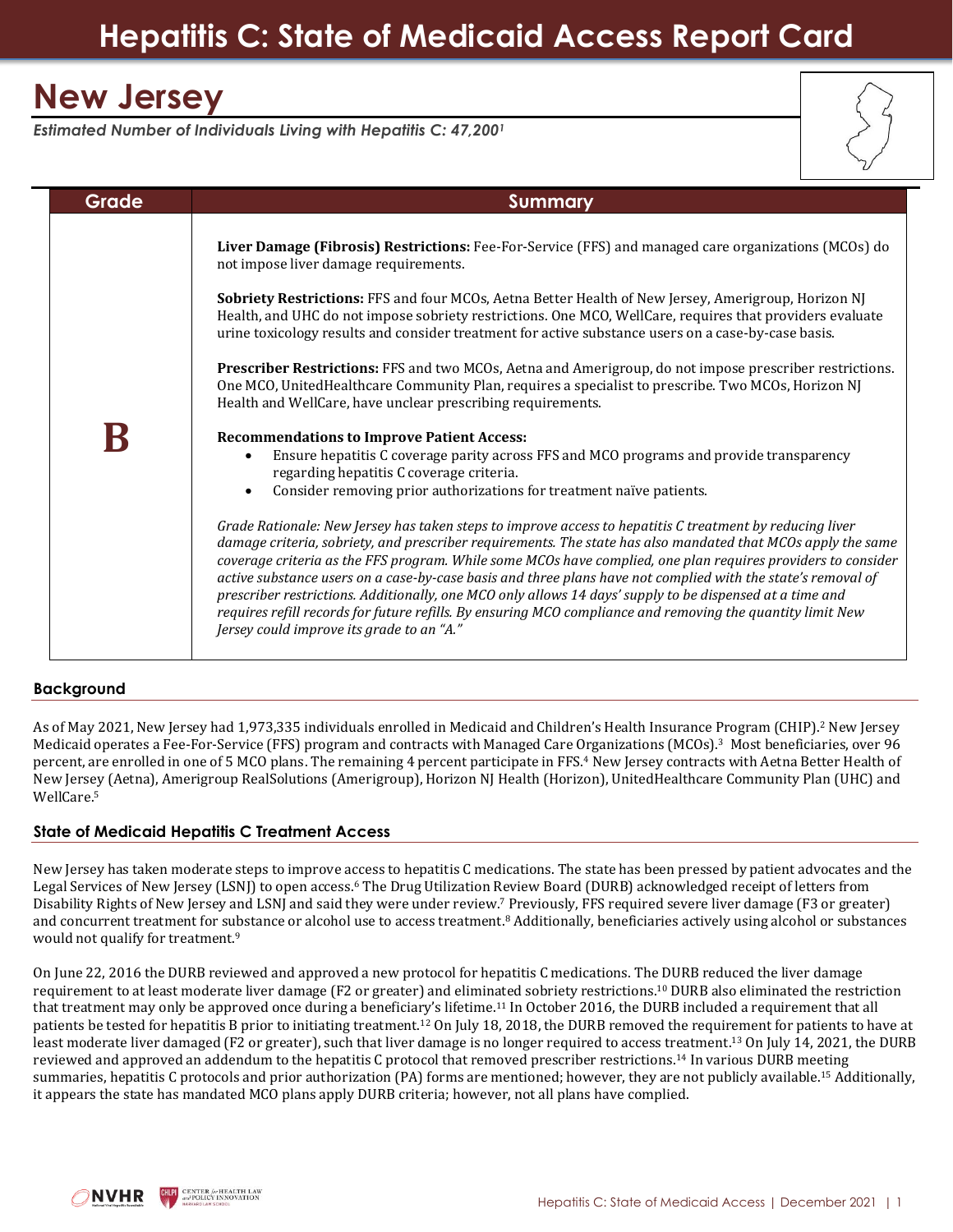# Hepatitis C: State of Medicaid Access Report Card

## New Jersey

***Estimated Number of Individuals Living with Hepatitis C: 47,200[1]***

| Grade | Summary |
|---|---|
| **B** | **Liver Damage (Fibrosis) Restrictions:** Fee-For-Service (FFS) and managed care organizations (MCOs) do not impose liver damage requirements.<br><br>**Sobriety Restrictions:** FFS and four MCOs, Aetna Better Health of New Jersey, Amerigroup, Horizon NJ Health, and UHC do not impose sobriety restrictions. One MCO, WellCare, requires that providers evaluate urine toxicology results and consider treatment for active substance users on a case-by-case basis.<br><br>**Prescriber Restrictions:** FFS and two MCOs, Aetna and Amerigroup, do not impose prescriber restrictions. One MCO, UnitedHealthcare Community Plan, requires a specialist to prescribe. Two MCOs, Horizon NJ Health and WellCare, have unclear prescribing requirements.<br><br>**Recommendations to Improve Patient Access:**<br>• Ensure hepatitis C coverage parity across FFS and MCO programs and provide transparency regarding hepatitis C coverage criteria.<br>• Consider removing prior authorizations for treatment naïve patients.<br><br>*Grade Rationale: New Jersey has taken steps to improve access to hepatitis C treatment by reducing liver damage criteria, sobriety, and prescriber requirements. The state has also mandated that MCOs apply the same coverage criteria as the FFS program. While some MCOs have complied, one plan requires providers to consider active substance users on a case-by-case basis and three plans have not complied with the state's removal of prescriber restrictions. Additionally, one MCO only allows 14 days' supply to be dispensed at a time and requires refill records for future refills. By ensuring MCO compliance and removing the quantity limit New Jersey could improve its grade to an "A."* |

### Background

As of May 2021, New Jersey had 1,973,335 individuals enrolled in Medicaid and Children's Health Insurance Program (CHIP).[2] New Jersey Medicaid operates a Fee-For-Service (FFS) program and contracts with Managed Care Organizations (MCOs).[3] Most beneficiaries, over 96 percent, are enrolled in one of 5 MCO plans. The remaining 4 percent participate in FFS.[4] New Jersey contracts with Aetna Better Health of New Jersey (Aetna), Amerigroup RealSolutions (Amerigroup), Horizon NJ Health (Horizon), UnitedHealthcare Community Plan (UHC) and WellCare.[5]

### State of Medicaid Hepatitis C Treatment Access

New Jersey has taken moderate steps to improve access to hepatitis C medications. The state has been pressed by patient advocates and the Legal Services of New Jersey (LSNJ) to open access.[6] The Drug Utilization Review Board (DURB) acknowledged receipt of letters from Disability Rights of New Jersey and LSNJ and said they were under review.[7] Previously, FFS required severe liver damage (F3 or greater) and concurrent treatment for substance or alcohol use to access treatment.[8] Additionally, beneficiaries actively using alcohol or substances would not qualify for treatment.[9]

On June 22, 2016 the DURB reviewed and approved a new protocol for hepatitis C medications. The DURB reduced the liver damage requirement to at least moderate liver damage (F2 or greater) and eliminated sobriety restrictions.[10] DURB also eliminated the restriction that treatment may only be approved once during a beneficiary's lifetime.[11] In October 2016, the DURB included a requirement that all patients be tested for hepatitis B prior to initiating treatment.[12] On July 18, 2018, the DURB removed the requirement for patients to have at least moderate liver damaged (F2 or greater), such that liver damage is no longer required to access treatment.[13] On July 14, 2021, the DURB reviewed and approved an addendum to the hepatitis C protocol that removed prescriber restrictions.[14] In various DURB meeting summaries, hepatitis C protocols and prior authorization (PA) forms are mentioned; however, they are not publicly available.[15] Additionally, it appears the state has mandated MCO plans apply DURB criteria; however, not all plans have complied.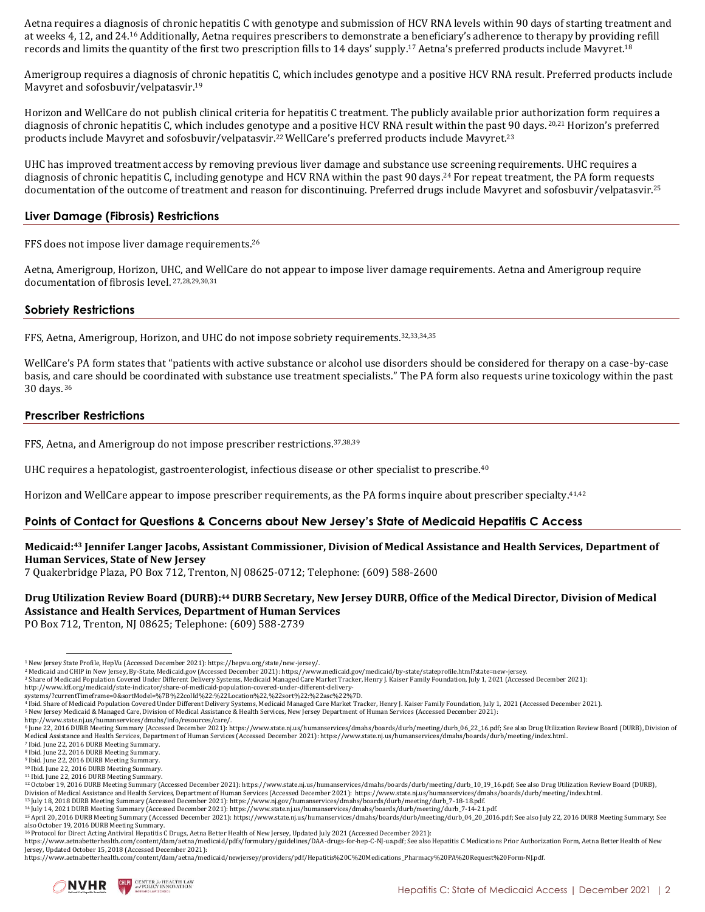Aetna requires a diagnosis of chronic hepatitis C with genotype and submission of HCV RNA levels within 90 days of starting treatment and at weeks 4, 12, and 24.[16] Additionally, Aetna requires prescribers to demonstrate a beneficiary's adherence to therapy by providing refill records and limits the quantity of the first two prescription fills to 14 days' supply.[17] Aetna's preferred products include Mavyret.[18]

Amerigroup requires a diagnosis of chronic hepatitis C, which includes genotype and a positive HCV RNA result. Preferred products include Mavyret and sofosbuvir/velpatasvir.[19]

Horizon and WellCare do not publish clinical criteria for hepatitis C treatment. The publicly available prior authorization form requires a diagnosis of chronic hepatitis C, which includes genotype and a positive HCV RNA result within the past 90 days.[20,21] Horizon's preferred products include Mavyret and sofosbuvir/velpatasvir.[22] WellCare's preferred products include Mavyret.[23]

UHC has improved treatment access by removing previous liver damage and substance use screening requirements. UHC requires a diagnosis of chronic hepatitis C, including genotype and HCV RNA within the past 90 days.[24] For repeat treatment, the PA form requests documentation of the outcome of treatment and reason for discontinuing. Preferred drugs include Mavyret and sofosbuvir/velpatasvir.[25]

## Liver Damage (Fibrosis) Restrictions

FFS does not impose liver damage requirements.[26]

Aetna, Amerigroup, Horizon, UHC, and WellCare do not appear to impose liver damage requirements. Aetna and Amerigroup require documentation of fibrosis level.[27,28,29,30,31]

## Sobriety Restrictions

FFS, Aetna, Amerigroup, Horizon, and UHC do not impose sobriety requirements.[32,33,34,35]

WellCare's PA form states that "patients with active substance or alcohol use disorders should be considered for therapy on a case-by-case basis, and care should be coordinated with substance use treatment specialists." The PA form also requests urine toxicology within the past 30 days.[36]

## Prescriber Restrictions

FFS, Aetna, and Amerigroup do not impose prescriber restrictions.[37,38,39]

UHC requires a hepatologist, gastroenterologist, infectious disease or other specialist to prescribe.[40]

Horizon and WellCare appear to impose prescriber requirements, as the PA forms inquire about prescriber specialty.[41,42]

## Points of Contact for Questions & Concerns about New Jersey's State of Medicaid Hepatitis C Access

**Medicaid:[43] Jennifer Langer Jacobs, Assistant Commissioner, Division of Medical Assistance and Health Services, Department of Human Services, State of New Jersey**
7 Quakerbridge Plaza, PO Box 712, Trenton, NJ 08625-0712; Telephone: (609) 588-2600

**Drug Utilization Review Board (DURB):[44] DURB Secretary, New Jersey DURB, Office of the Medical Director, Division of Medical Assistance and Health Services, Department of Human Services**
PO Box 712, Trenton, NJ 08625; Telephone: (609) 588-2739

---

[1] New Jersey State Profile, HepVu (Accessed December 2021): https://hepvu.org/state/new-jersey/.
[2] Medicaid and CHIP in New Jersey, By-State, Medicaid.gov (Accessed December 2021): https://www.medicaid.gov/medicaid/by-state/stateprofile.html?state=new-jersey.
[3] Share of Medicaid Population Covered Under Different Delivery Systems, Medicaid Managed Care Market Tracker, Henry J. Kaiser Family Foundation, July 1, 2021 (Accessed December 2021): http://www.kff.org/medicaid/state-indicator/share-of-medicaid-population-covered-under-different-delivery-systems/?currentTimeframe=0&sortModel=%7B%22colId%22:%22Location%22,%22sort%22:%22asc%22%7D.
[4] Ibid. Share of Medicaid Population Covered Under Different Delivery Systems, Medicaid Managed Care Market Tracker, Henry J. Kaiser Family Foundation, July 1, 2021 (Accessed December 2021).
[5] New Jersey Medicaid & Managed Care, Division of Medical Assistance & Health Services, New Jersey Department of Human Services (Accessed December 2021): http://www.state.nj.us/humanservices/dmahs/info/resources/care/.
[6] June 22, 2016 DURB Meeting Summary (Accessed December 2021): https://www.state.nj.us/humanservices/dmahs/boards/durb/meeting/durb_06_22_16.pdf; See also Drug Utilization Review Board (DURB), Division of Medical Assistance and Health Services, Department of Human Services (Accessed December 2021): https://www.state.nj.us/humanservices/dmahs/boards/durb/meeting/index.html.
[7] Ibid. June 22, 2016 DURB Meeting Summary.
[8] Ibid. June 22, 2016 DURB Meeting Summary.
[9] Ibid. June 22, 2016 DURB Meeting Summary.
[10] Ibid. June 22, 2016 DURB Meeting Summary.
[11] Ibid. June 22, 2016 DURB Meeting Summary.
[12] October 19, 2016 DURB Meeting Summary (Accessed December 2021): https://www.state.nj.us/humanservices/dmahs/boards/durb/meeting/durb_10_19_16.pdf; See also Drug Utilization Review Board (DURB), Division of Medical Assistance and Health Services, Department of Human Services (Accessed December 2021): https://www.state.nj.us/humanservices/dmahs/boards/durb/meeting/index.html.
[13] July 18, 2018 DURB Meeting Summary (Accessed December 2021): https://www.nj.gov/humanservices/dmahs/boards/durb/meeting/durb_7-18-18.pdf.
[14] July 14, 2021 DURB Meeting Summary (Accessed December 2021): https://www.state.nj.us/humanservices/dmahs/boards/durb/meeting/durb_7-14-21.pdf.
[15] April 20, 2016 DURB Meeting Summary (Accessed December 2021): https://www.state.nj.us/humanservices/dmahs/boards/durb/meeting/durb_04_20_2016.pdf; See also July 22, 2016 DURB Meeting Summary; See also October 19, 2016 DURB Meeting Summary.
[16] Protocol for Direct Acting Antiviral Hepatitis C Drugs, Aetna Better Health of New Jersey, Updated July 2021 (Accessed December 2021): https://www.aetnabetterhealth.com/content/dam/aetna/medicaid/pdfs/formulary/guidelines/DAA-drugs-for-hep-C-NJ-ua.pdf; See also Hepatitis C Medications Prior Authorization Form, Aetna Better Health of New Jersey, Updated October 15, 2018 (Accessed December 2021): https://www.aetnabetterhealth.com/content/dam/aetna/medicaid/newjersey/providers/pdf/Hepatitis%20C%20Medications_Pharmacy%20PA%20Request%20Form-NJ.pdf.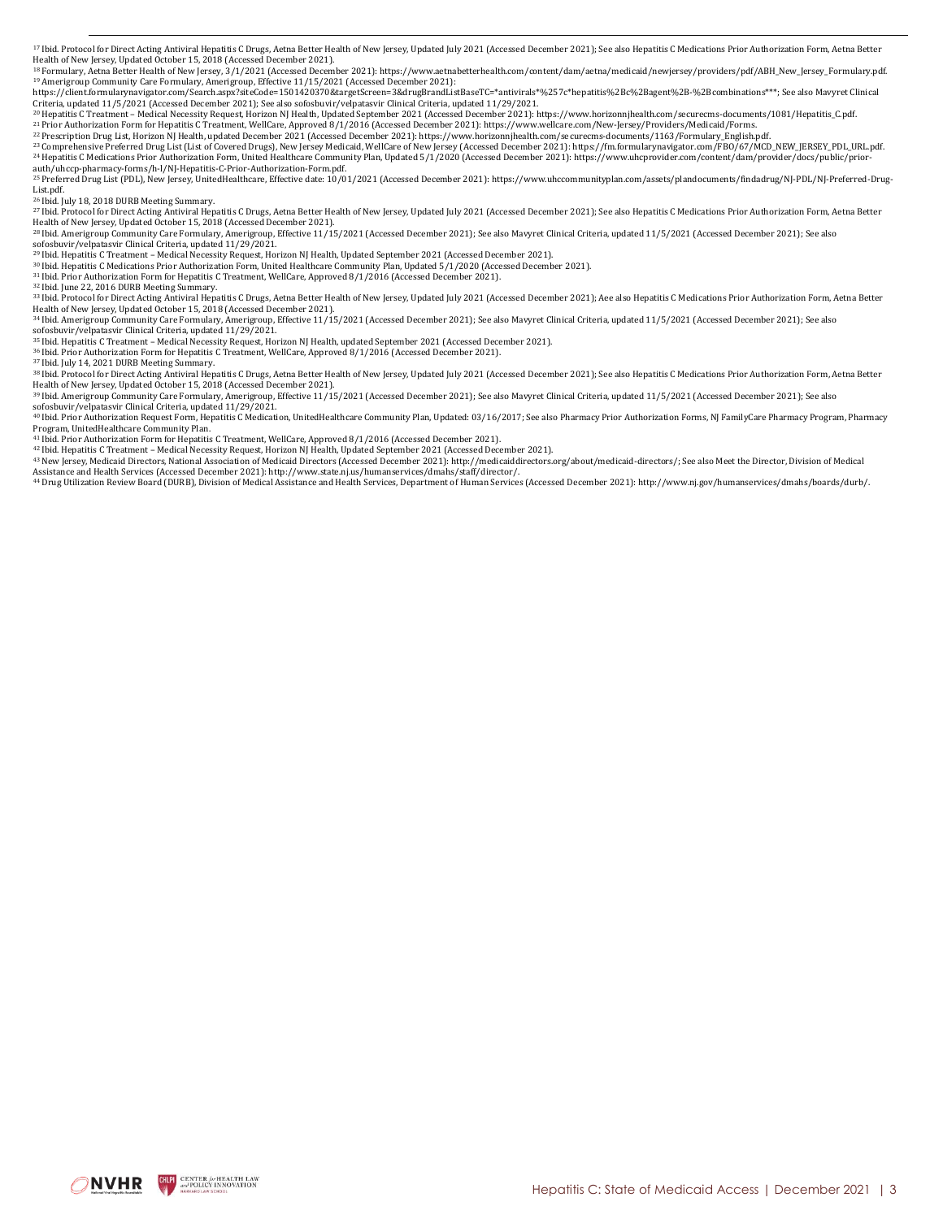[17] Ibid. Protocol for Direct Acting Antiviral Hepatitis C Drugs, Aetna Better Health of New Jersey, Updated July 2021 (Accessed December 2021); See also Hepatitis C Medications Prior Authorization Form, Aetna Better Health of New Jersey, Updated October 15, 2018 (Accessed December 2021).

[18] Formulary, Aetna Better Health of New Jersey, 3/1/2021 (Accessed December 2021): https://www.aetnabetterhealth.com/content/dam/aetna/medicaid/newjersey/providers/pdf/ABH_New_Jersey_Formulary.pdf.

[19] Amerigroup Community Care Formulary, Amerigroup, Effective 11/15/2021 (Accessed December 2021): https://client.formularynavigator.com/Search.aspx?siteCode=1501420370&targetScreen=3&drugBrandListBaseTC=*antivirals*%257c*hepatitis%2Bc%2Bagent%2B-%2Bcombinations***; See also Mavyret Clinical Criteria, updated 11/5/2021 (Accessed December 2021); See also sofosbuvir/velpatasvir Clinical Criteria, updated 11/29/2021.

[20] Hepatitis C Treatment – Medical Necessity Request, Horizon NJ Health, Updated September 2021 (Accessed December 2021): https://www.horizonnjhealth.com/securecms-documents/1081/Hepatitis_C.pdf.

[21] Prior Authorization Form for Hepatitis C Treatment, WellCare, Approved 8/1/2016 (Accessed December 2021): https://www.wellcare.com/New-Jersey/Providers/Medicaid/Forms.

[22] Prescription Drug List, Horizon NJ Health, updated December 2021 (Accessed December 2021): https://www.horizonnjhealth.com/securecms-documents/1163/Formulary_English.pdf.

[23] Comprehensive Preferred Drug List (List of Covered Drugs), New Jersey Medicaid, WellCare of New Jersey (Accessed December 2021): https://fm.formularynavigator.com/FBO/67/MCD_NEW_JERSEY_PDL_URL.pdf.

[24] Hepatitis C Medications Prior Authorization Form, United Healthcare Community Plan, Updated 5/1/2020 (Accessed December 2021): https://www.uhcprovider.com/content/dam/provider/docs/public/prior-auth/uhccp-pharmacy-forms/h-l/NJ-Hepatitis-C-Prior-Authorization-Form.pdf.

[25] Preferred Drug List (PDL), New Jersey, UnitedHealthcare, Effective date: 10/01/2021 (Accessed December 2021): https://www.uhccommunityplan.com/assets/plandocuments/findadrug/NJ-PDL/NJ-Preferred-Drug-List.pdf.

[26] Ibid. July 18, 2018 DURB Meeting Summary.

[27] Ibid. Protocol for Direct Acting Antiviral Hepatitis C Drugs, Aetna Better Health of New Jersey, Updated July 2021 (Accessed December 2021); See also Hepatitis C Medications Prior Authorization Form, Aetna Better Health of New Jersey, Updated October 15, 2018 (Accessed December 2021).

[28] Ibid. Amerigroup Community Care Formulary, Amerigroup, Effective 11/15/2021 (Accessed December 2021); See also Mavyret Clinical Criteria, updated 11/5/2021 (Accessed December 2021); See also sofosbuvir/velpatasvir Clinical Criteria, updated 11/29/2021.

[29] Ibid. Hepatitis C Treatment – Medical Necessity Request, Horizon NJ Health, Updated September 2021 (Accessed December 2021).

[30] Ibid. Hepatitis C Medications Prior Authorization Form, United Healthcare Community Plan, Updated 5/1/2020 (Accessed December 2021).

[31] Ibid. Prior Authorization Form for Hepatitis C Treatment, WellCare, Approved 8/1/2016 (Accessed December 2021).

[32] Ibid. June 22, 2016 DURB Meeting Summary.

[33] Ibid. Protocol for Direct Acting Antiviral Hepatitis C Drugs, Aetna Better Health of New Jersey, Updated July 2021 (Accessed December 2021); Aee also Hepatitis C Medications Prior Authorization Form, Aetna Better Health of New Jersey, Updated October 15, 2018 (Accessed December 2021).

[34] Ibid. Amerigroup Community Care Formulary, Amerigroup, Effective 11/15/2021 (Accessed December 2021); See also Mavyret Clinical Criteria, updated 11/5/2021 (Accessed December 2021); See also sofosbuvir/velpatasvir Clinical Criteria, updated 11/29/2021.

[35] Ibid. Hepatitis C Treatment – Medical Necessity Request, Horizon NJ Health, updated September 2021 (Accessed December 2021).

[36] Ibid. Prior Authorization Form for Hepatitis C Treatment, WellCare, Approved 8/1/2016 (Accessed December 2021).

[37] Ibid. July 14, 2021 DURB Meeting Summary.

[38] Ibid. Protocol for Direct Acting Antiviral Hepatitis C Drugs, Aetna Better Health of New Jersey, Updated July 2021 (Accessed December 2021); See also Hepatitis C Medications Prior Authorization Form, Aetna Better Health of New Jersey, Updated October 15, 2018 (Accessed December 2021).

[39] Ibid. Amerigroup Community Care Formulary, Amerigroup, Effective 11/15/2021 (Accessed December 2021); See also Mavyret Clinical Criteria, updated 11/5/2021 (Accessed December 2021); See also sofosbuvir/velpatasvir Clinical Criteria, updated 11/29/2021.

[40] Ibid. Prior Authorization Request Form, Hepatitis C Medication, UnitedHealthcare Community Plan, Updated: 03/16/2017; See also Pharmacy Prior Authorization Forms, NJ FamilyCare Pharmacy Program, Pharmacy Program, UnitedHealthcare Community Plan.

[41] Ibid. Prior Authorization Form for Hepatitis C Treatment, WellCare, Approved 8/1/2016 (Accessed December 2021).

[42] Ibid. Hepatitis C Treatment – Medical Necessity Request, Horizon NJ Health, Updated September 2021 (Accessed December 2021).

[43] New Jersey, Medicaid Directors, National Association of Medicaid Directors (Accessed December 2021): http://medicaiddirectors.org/about/medicaid-directors/; See also Meet the Director, Division of Medical Assistance and Health Services (Accessed December 2021): http://www.state.nj.us/humanservices/dmahs/staff/director/.

[44] Drug Utilization Review Board (DURB), Division of Medical Assistance and Health Services, Department of Human Services (Accessed December 2021): http://www.nj.gov/humanservices/dmahs/boards/durb/.